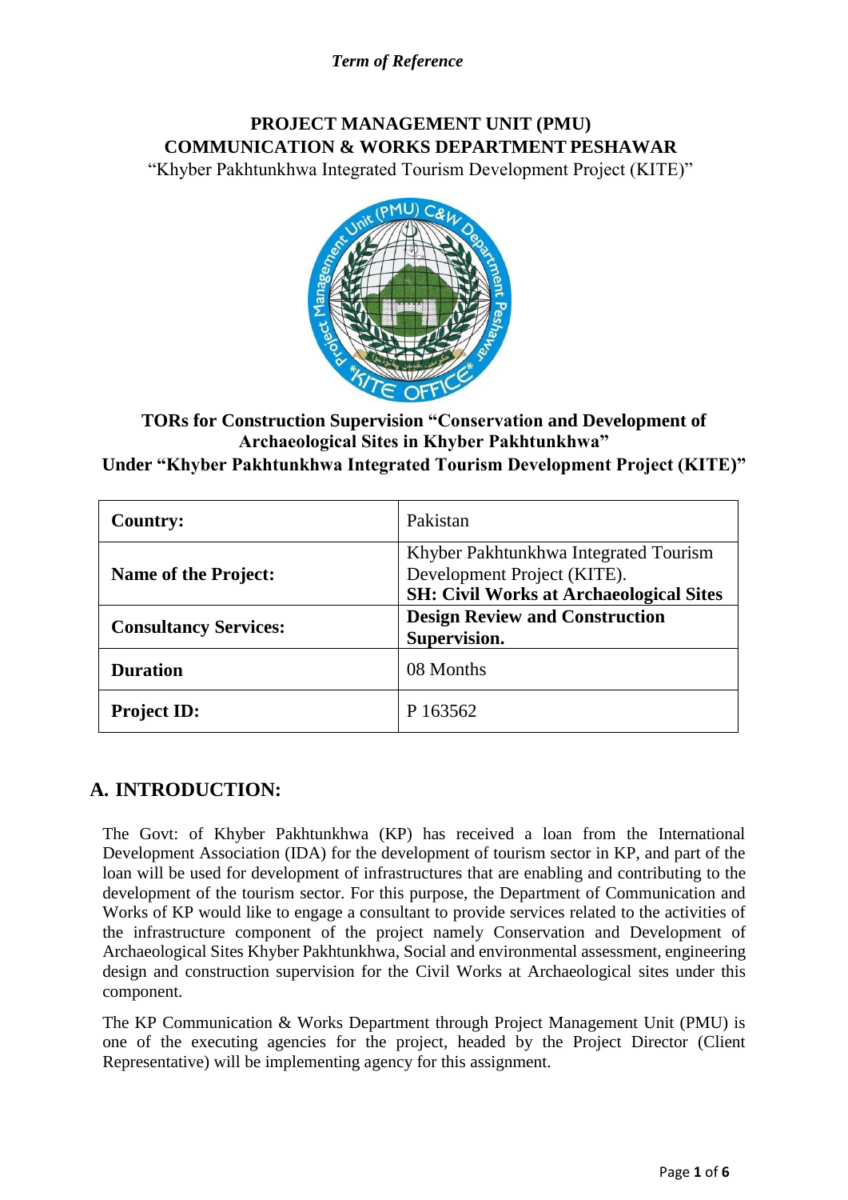*Term of Reference*

**PROJECT MANAGEMENT UNIT (PMU)**
**COMMUNICATION & WORKS DEPARTMENT PESHAWAR**
"Khyber Pakhtunkhwa Integrated Tourism Development Project (KITE)"

**TORs for Construction Supervision "Conservation and Development of Archaeological Sites in Khyber Pakhtunkhwa"**
**Under "Khyber Pakhtunkhwa Integrated Tourism Development Project (KITE)"**

| **Country:** | Pakistan |
|---|---|
| **Name of the Project:** | Khyber Pakhtunkhwa Integrated Tourism Development Project (KITE). **SH: Civil Works at Archaeological Sites** |
| **Consultancy Services:** | **Design Review and Construction Supervision.** |
| **Duration** | 08 Months |
| **Project ID:** | P 163562 |

## A. INTRODUCTION:

The Govt: of Khyber Pakhtunkhwa (KP) has received a loan from the International Development Association (IDA) for the development of tourism sector in KP, and part of the loan will be used for development of infrastructures that are enabling and contributing to the development of the tourism sector. For this purpose, the Department of Communication and Works of KP would like to engage a consultant to provide services related to the activities of the infrastructure component of the project namely Conservation and Development of Archaeological Sites Khyber Pakhtunkhwa, Social and environmental assessment, engineering design and construction supervision for the Civil Works at Archaeological sites under this component.

The KP Communication & Works Department through Project Management Unit (PMU) is one of the executing agencies for the project, headed by the Project Director (Client Representative) will be implementing agency for this assignment.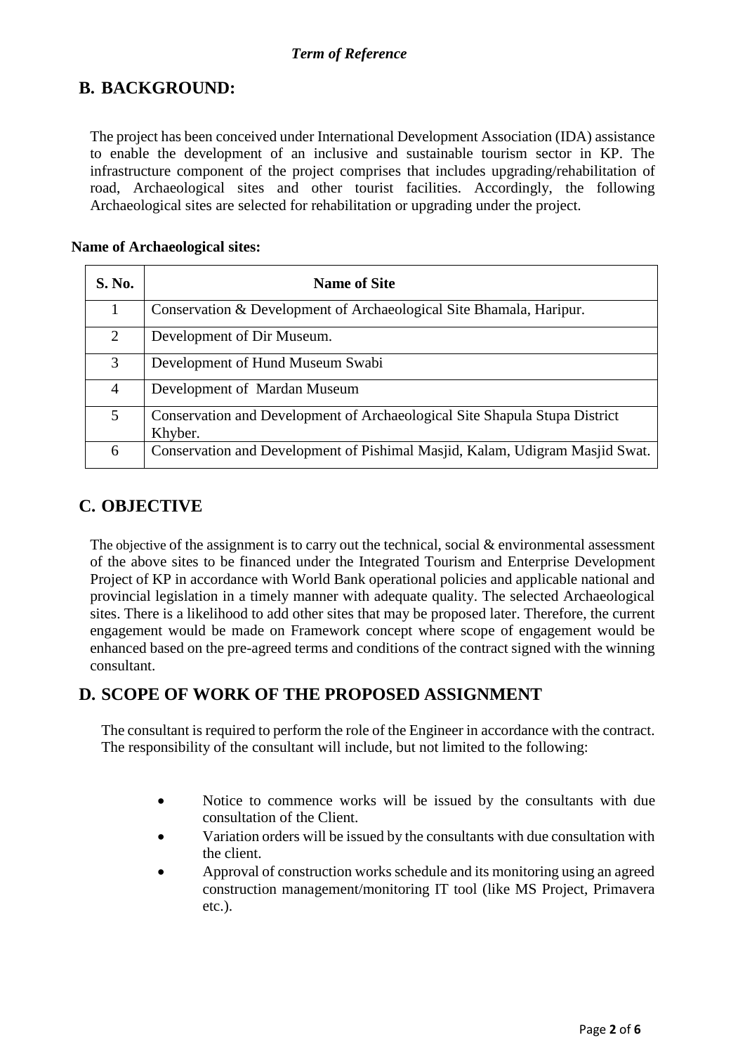*Term of Reference*

## B. BACKGROUND:

The project has been conceived under International Development Association (IDA) assistance to enable the development of an inclusive and sustainable tourism sector in KP. The infrastructure component of the project comprises that includes upgrading/rehabilitation of road, Archaeological sites and other tourist facilities. Accordingly, the following Archaeological sites are selected for rehabilitation or upgrading under the project.

**Name of Archaeological sites:**

| S. No. | Name of Site |
|---|---|
| 1 | Conservation & Development of Archaeological Site Bhamala, Haripur. |
| 2 | Development of Dir Museum. |
| 3 | Development of Hund Museum Swabi |
| 4 | Development of Mardan Museum |
| 5 | Conservation and Development of Archaeological Site Shapula Stupa District Khyber. |
| 6 | Conservation and Development of Pishimal Masjid, Kalam, Udigram Masjid Swat. |

## C. OBJECTIVE

The objective of the assignment is to carry out the technical, social & environmental assessment of the above sites to be financed under the Integrated Tourism and Enterprise Development Project of KP in accordance with World Bank operational policies and applicable national and provincial legislation in a timely manner with adequate quality. The selected Archaeological sites. There is a likelihood to add other sites that may be proposed later. Therefore, the current engagement would be made on Framework concept where scope of engagement would be enhanced based on the pre-agreed terms and conditions of the contract signed with the winning consultant.

## D. SCOPE OF WORK OF THE PROPOSED ASSIGNMENT

The consultant is required to perform the role of the Engineer in accordance with the contract. The responsibility of the consultant will include, but not limited to the following:

- Notice to commence works will be issued by the consultants with due consultation of the Client.
- Variation orders will be issued by the consultants with due consultation with the client.
- Approval of construction works schedule and its monitoring using an agreed construction management/monitoring IT tool (like MS Project, Primavera etc.).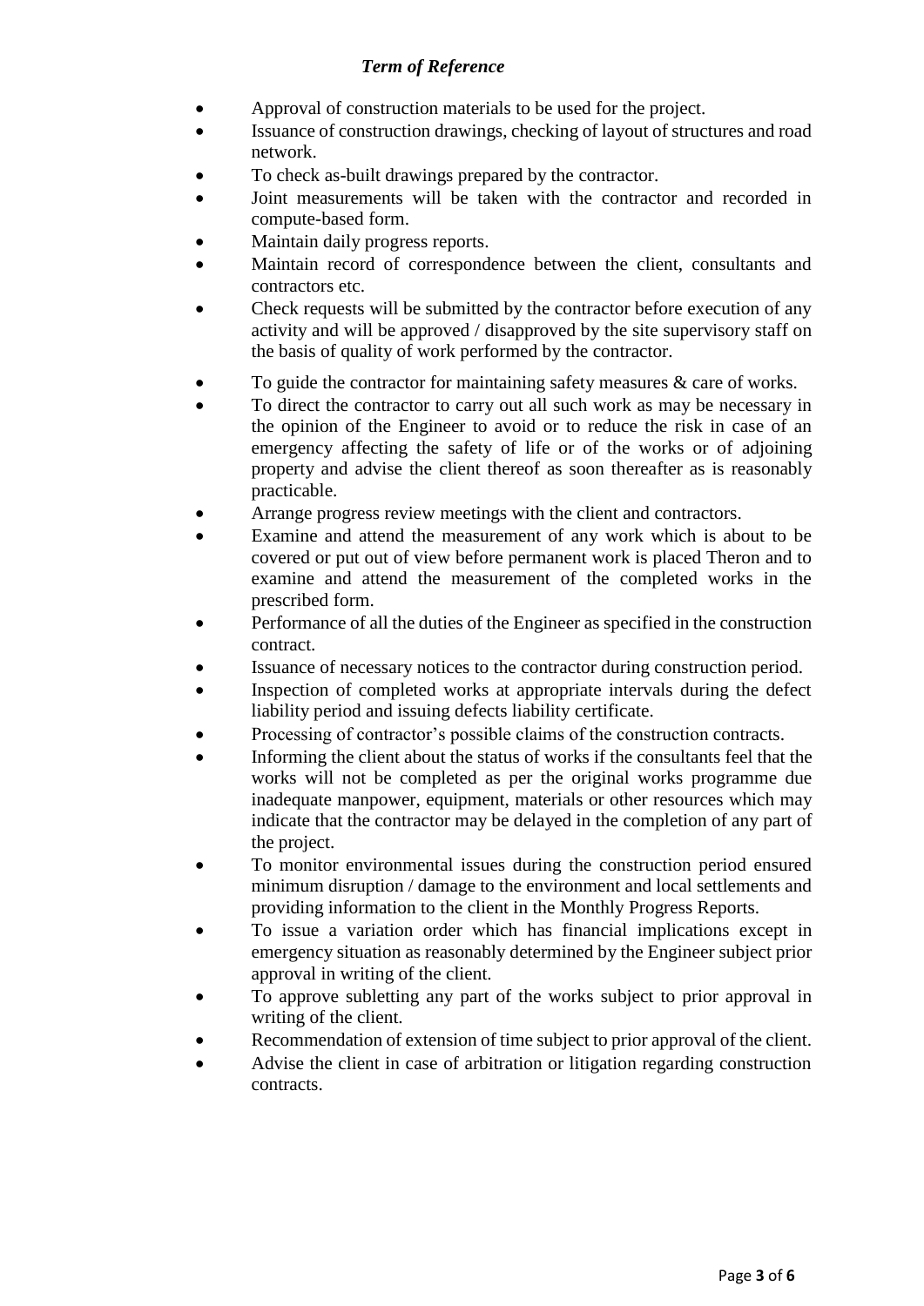*Term of Reference*

- Approval of construction materials to be used for the project.
- Issuance of construction drawings, checking of layout of structures and road network.
- To check as-built drawings prepared by the contractor.
- Joint measurements will be taken with the contractor and recorded in compute-based form.
- Maintain daily progress reports.
- Maintain record of correspondence between the client, consultants and contractors etc.
- Check requests will be submitted by the contractor before execution of any activity and will be approved / disapproved by the site supervisory staff on the basis of quality of work performed by the contractor.
- To guide the contractor for maintaining safety measures & care of works.
- To direct the contractor to carry out all such work as may be necessary in the opinion of the Engineer to avoid or to reduce the risk in case of an emergency affecting the safety of life or of the works or of adjoining property and advise the client thereof as soon thereafter as is reasonably practicable.
- Arrange progress review meetings with the client and contractors.
- Examine and attend the measurement of any work which is about to be covered or put out of view before permanent work is placed Theron and to examine and attend the measurement of the completed works in the prescribed form.
- Performance of all the duties of the Engineer as specified in the construction contract.
- Issuance of necessary notices to the contractor during construction period.
- Inspection of completed works at appropriate intervals during the defect liability period and issuing defects liability certificate.
- Processing of contractor's possible claims of the construction contracts.
- Informing the client about the status of works if the consultants feel that the works will not be completed as per the original works programme due inadequate manpower, equipment, materials or other resources which may indicate that the contractor may be delayed in the completion of any part of the project.
- To monitor environmental issues during the construction period ensured minimum disruption / damage to the environment and local settlements and providing information to the client in the Monthly Progress Reports.
- To issue a variation order which has financial implications except in emergency situation as reasonably determined by the Engineer subject prior approval in writing of the client.
- To approve subletting any part of the works subject to prior approval in writing of the client.
- Recommendation of extension of time subject to prior approval of the client.
- Advise the client in case of arbitration or litigation regarding construction contracts.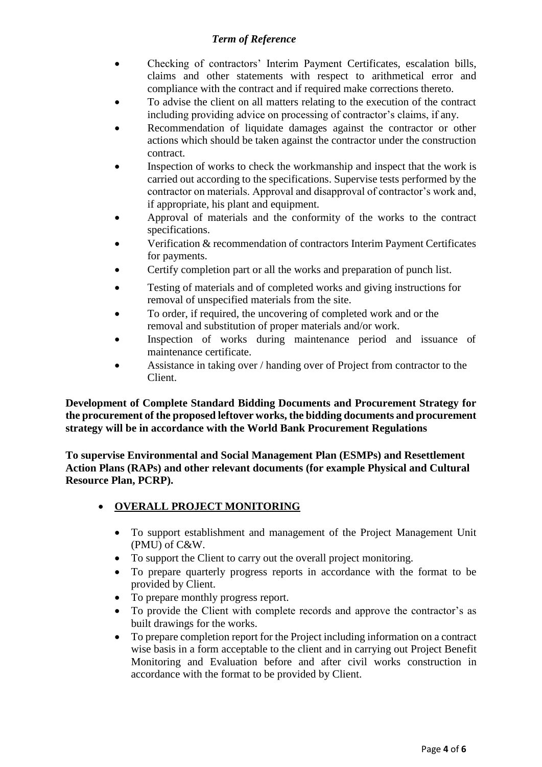- Checking of contractors' Interim Payment Certificates, escalation bills, claims and other statements with respect to arithmetical error and compliance with the contract and if required make corrections thereto.
- To advise the client on all matters relating to the execution of the contract including providing advice on processing of contractor's claims, if any.
- Recommendation of liquidate damages against the contractor or other actions which should be taken against the contractor under the construction contract.
- Inspection of works to check the workmanship and inspect that the work is carried out according to the specifications. Supervise tests performed by the contractor on materials. Approval and disapproval of contractor's work and, if appropriate, his plant and equipment.
- Approval of materials and the conformity of the works to the contract specifications.
- Verification & recommendation of contractors Interim Payment Certificates for payments.
- Certify completion part or all the works and preparation of punch list.
- Testing of materials and of completed works and giving instructions for removal of unspecified materials from the site.
- To order, if required, the uncovering of completed work and or the removal and substitution of proper materials and/or work.
- Inspection of works during maintenance period and issuance of maintenance certificate.
- Assistance in taking over / handing over of Project from contractor to the Client.

**Development of Complete Standard Bidding Documents and Procurement Strategy for the procurement of the proposed leftover works, the bidding documents and procurement strategy will be in accordance with the World Bank Procurement Regulations**

**To supervise Environmental and Social Management Plan (ESMPs) and Resettlement Action Plans (RAPs) and other relevant documents (for example Physical and Cultural Resource Plan, PCRP).**

- **OVERALL PROJECT MONITORING**
  - To support establishment and management of the Project Management Unit (PMU) of C&W.
  - To support the Client to carry out the overall project monitoring.
  - To prepare quarterly progress reports in accordance with the format to be provided by Client.
  - To prepare monthly progress report.
  - To provide the Client with complete records and approve the contractor's as built drawings for the works.
  - To prepare completion report for the Project including information on a contract wise basis in a form acceptable to the client and in carrying out Project Benefit Monitoring and Evaluation before and after civil works construction in accordance with the format to be provided by Client.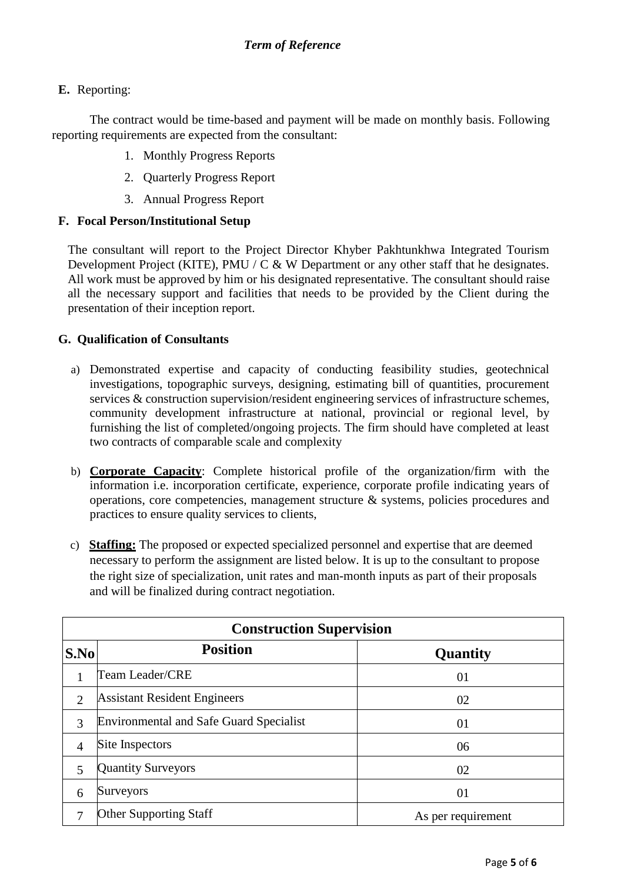**E.** Reporting:

The contract would be time-based and payment will be made on monthly basis. Following reporting requirements are expected from the consultant:

1. Monthly Progress Reports
2. Quarterly Progress Report
3. Annual Progress Report

**F. Focal Person/Institutional Setup**

The consultant will report to the Project Director Khyber Pakhtunkhwa Integrated Tourism Development Project (KITE), PMU / C & W Department or any other staff that he designates. All work must be approved by him or his designated representative. The consultant should raise all the necessary support and facilities that needs to be provided by the Client during the presentation of their inception report.

**G. Qualification of Consultants**

a) Demonstrated expertise and capacity of conducting feasibility studies, geotechnical investigations, topographic surveys, designing, estimating bill of quantities, procurement services & construction supervision/resident engineering services of infrastructure schemes, community development infrastructure at national, provincial or regional level, by furnishing the list of completed/ongoing projects. The firm should have completed at least two contracts of comparable scale and complexity

b) **Corporate Capacity**: Complete historical profile of the organization/firm with the information i.e. incorporation certificate, experience, corporate profile indicating years of operations, core competencies, management structure & systems, policies procedures and practices to ensure quality services to clients,

c) **Staffing:** The proposed or expected specialized personnel and expertise that are deemed necessary to perform the assignment are listed below. It is up to the consultant to propose the right size of specialization, unit rates and man-month inputs as part of their proposals and will be finalized during contract negotiation.

| **Construction Supervision** | | |
|---|---|---|
| **S.No** | **Position** | **Quantity** |
| 1 | Team Leader/CRE | 01 |
| 2 | Assistant Resident Engineers | 02 |
| 3 | Environmental and Safe Guard Specialist | 01 |
| 4 | Site Inspectors | 06 |
| 5 | Quantity Surveyors | 02 |
| 6 | Surveyors | 01 |
| 7 | Other Supporting Staff | As per requirement |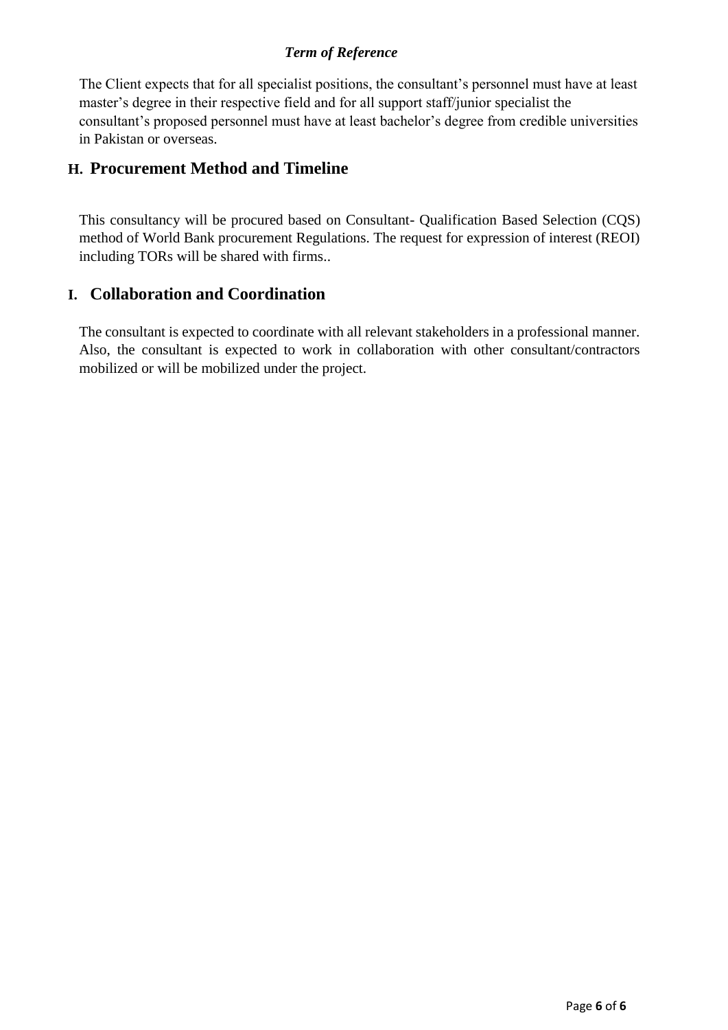The Client expects that for all specialist positions, the consultant's personnel must have at least master's degree in their respective field and for all support staff/junior specialist the consultant's proposed personnel must have at least bachelor's degree from credible universities in Pakistan or overseas.

## H. Procurement Method and Timeline

This consultancy will be procured based on Consultant- Qualification Based Selection (CQS) method of World Bank procurement Regulations. The request for expression of interest (REOI) including TORs will be shared with firms..

## I. Collaboration and Coordination

The consultant is expected to coordinate with all relevant stakeholders in a professional manner. Also, the consultant is expected to work in collaboration with other consultant/contractors mobilized or will be mobilized under the project.